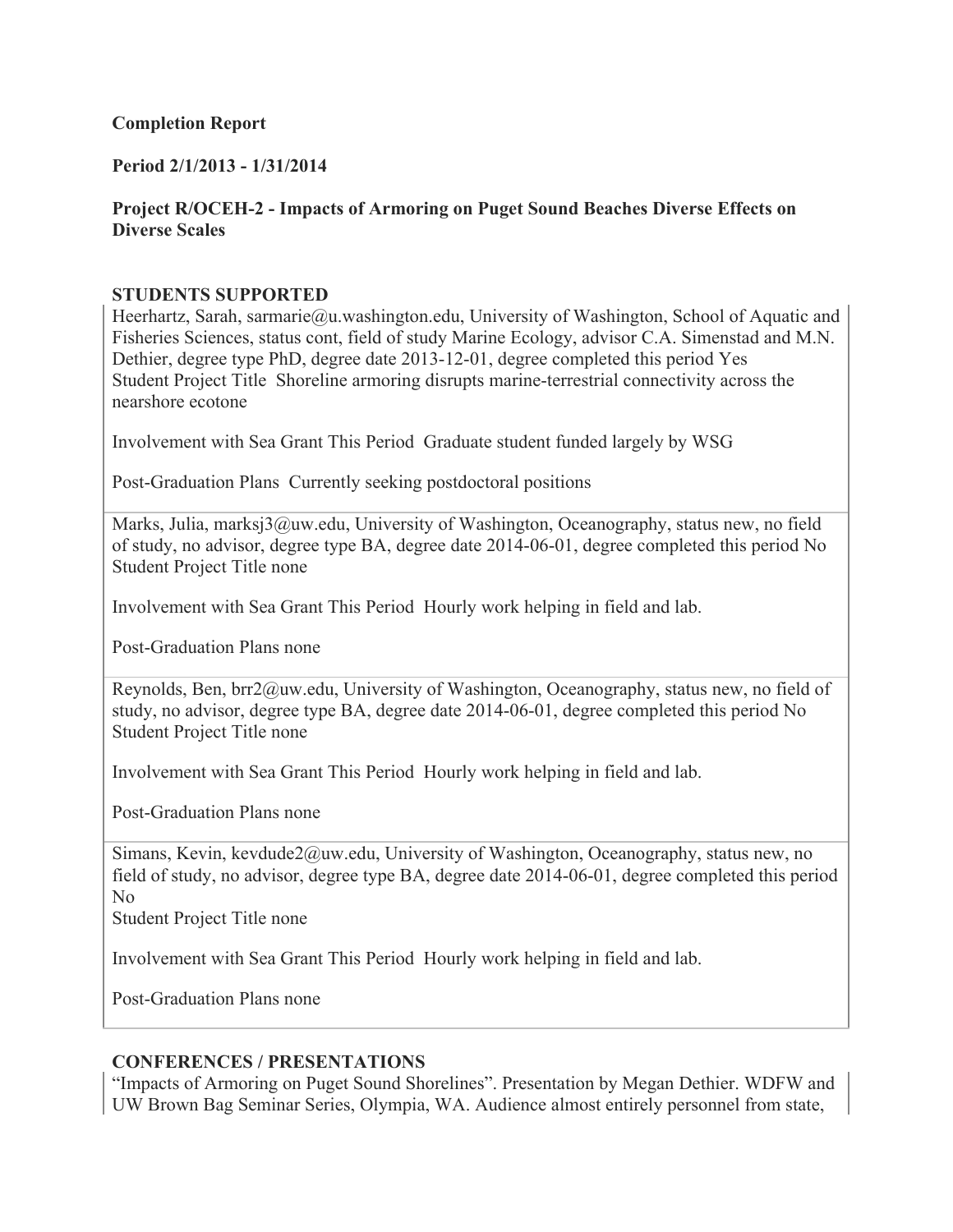**Completion Report**

**Period 2/1/2013 - 1/31/2014**

**Project R/OCEH-2 - Impacts of Armoring on Puget Sound Beaches Diverse Effects on Diverse Scales**

## STUDENTS SUPPORTED

Heerhartz, Sarah, sarmarie@u.washington.edu, University of Washington, School of Aquatic and Fisheries Sciences, status cont, field of study Marine Ecology, advisor C.A. Simenstad and M.N. Dethier, degree type PhD, degree date 2013-12-01, degree completed this period Yes
Student Project Title Shoreline armoring disrupts marine-terrestrial connectivity across the nearshore ecotone

Involvement with Sea Grant This Period Graduate student funded largely by WSG

Post-Graduation Plans Currently seeking postdoctoral positions

Marks, Julia, marksj3@uw.edu, University of Washington, Oceanography, status new, no field of study, no advisor, degree type BA, degree date 2014-06-01, degree completed this period No
Student Project Title none

Involvement with Sea Grant This Period Hourly work helping in field and lab.

Post-Graduation Plans none

Reynolds, Ben, brr2@uw.edu, University of Washington, Oceanography, status new, no field of study, no advisor, degree type BA, degree date 2014-06-01, degree completed this period No
Student Project Title none

Involvement with Sea Grant This Period Hourly work helping in field and lab.

Post-Graduation Plans none

Simans, Kevin, kevdude2@uw.edu, University of Washington, Oceanography, status new, no field of study, no advisor, degree type BA, degree date 2014-06-01, degree completed this period No
Student Project Title none

Involvement with Sea Grant This Period Hourly work helping in field and lab.

Post-Graduation Plans none

## CONFERENCES / PRESENTATIONS

"Impacts of Armoring on Puget Sound Shorelines". Presentation by Megan Dethier. WDFW and UW Brown Bag Seminar Series, Olympia, WA. Audience almost entirely personnel from state,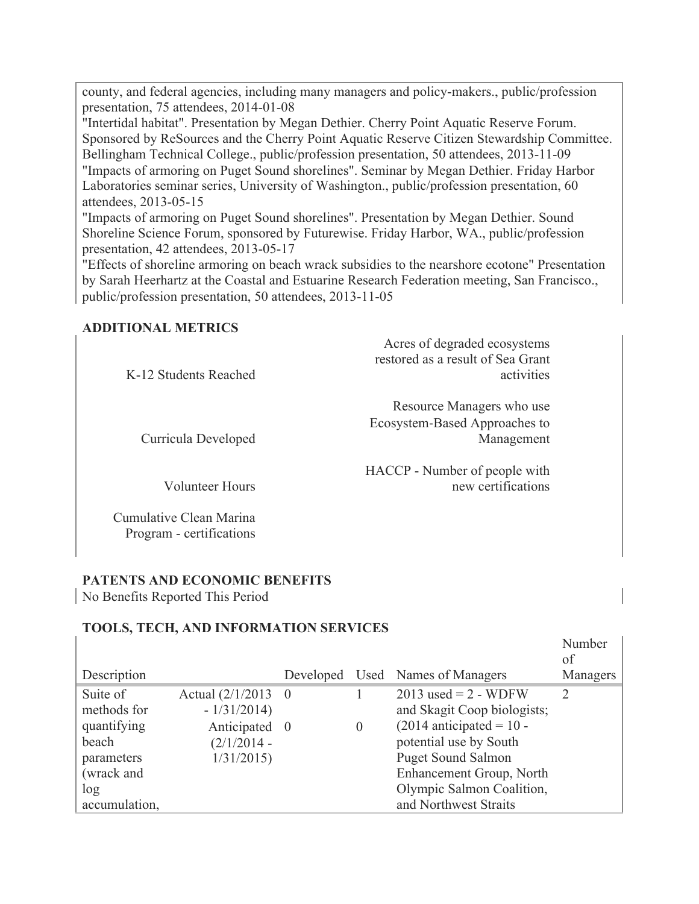county, and federal agencies, including many managers and policy-makers., public/profession presentation, 75 attendees, 2014-01-08

"Intertidal habitat". Presentation by Megan Dethier. Cherry Point Aquatic Reserve Forum. Sponsored by ReSources and the Cherry Point Aquatic Reserve Citizen Stewardship Committee. Bellingham Technical College., public/profession presentation, 50 attendees, 2013-11-09

"Impacts of armoring on Puget Sound shorelines". Seminar by Megan Dethier. Friday Harbor Laboratories seminar series, University of Washington., public/profession presentation, 60 attendees, 2013-05-15

"Impacts of armoring on Puget Sound shorelines". Presentation by Megan Dethier. Sound Shoreline Science Forum, sponsored by Futurewise. Friday Harbor, WA., public/profession presentation, 42 attendees, 2013-05-17

"Effects of shoreline armoring on beach wrack subsidies to the nearshore ecotone" Presentation by Sarah Heerhartz at the Coastal and Estuarine Research Federation meeting, San Francisco., public/profession presentation, 50 attendees, 2013-11-05

## ADDITIONAL METRICS

| | |
|---|---|
| K-12 Students Reached | Acres of degraded ecosystems restored as a result of Sea Grant activities |
| Curricula Developed | Resource Managers who use Ecosystem-Based Approaches to Management |
| Volunteer Hours | HACCP - Number of people with new certifications |
| Cumulative Clean Marina Program - certifications | |

## PATENTS AND ECONOMIC BENEFITS

No Benefits Reported This Period

## TOOLS, TECH, AND INFORMATION SERVICES

| Description | | Developed | Used | Names of Managers | Number of Managers |
|---|---|---|---|---|---|
| Suite of methods for quantifying beach parameters (wrack and log accumulation, | Actual (2/1/2013 - 1/31/2014) | 0 | 1 | 2013 used = 2 - WDFW and Skagit Coop biologists; (2014 anticipated = 10 - potential use by South Puget Sound Salmon Enhancement Group, North Olympic Salmon Coalition, and Northwest Straits | 2 |
| | Anticipated (2/1/2014 - 1/31/2015) | 0 | 0 | | |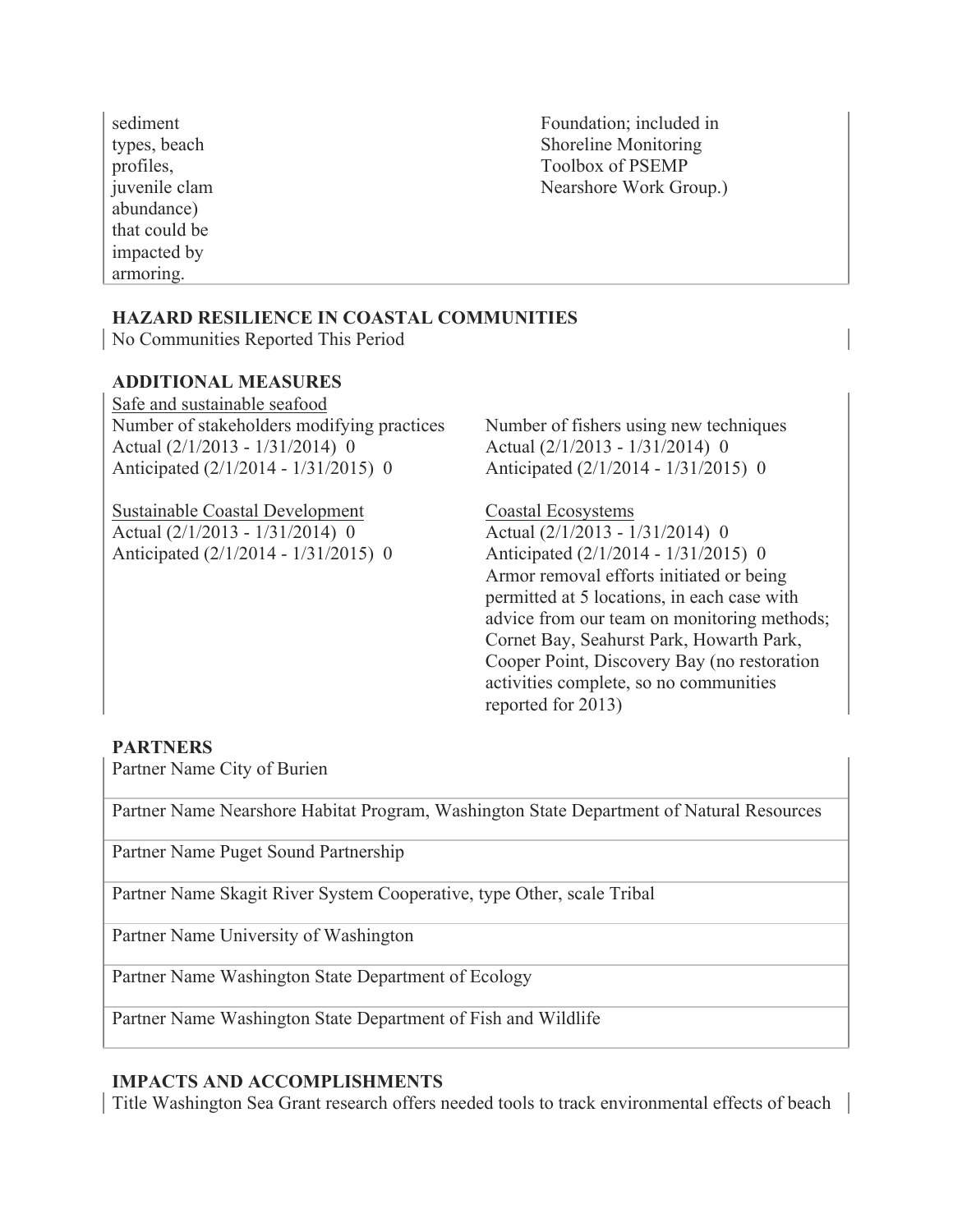| | |
|---|---|
| sediment types, beach profiles, juvenile clam abundance) that could be impacted by armoring. | Foundation; included in Shoreline Monitoring Toolbox of PSEMP Nearshore Work Group.) |

**HAZARD RESILIENCE IN COASTAL COMMUNITIES**

No Communities Reported This Period

**ADDITIONAL MEASURES**

Safe and sustainable seafood

Number of stakeholders modifying practices
Actual (2/1/2013 - 1/31/2014) 0
Anticipated (2/1/2014 - 1/31/2015) 0

Number of fishers using new techniques
Actual (2/1/2013 - 1/31/2014) 0
Anticipated (2/1/2014 - 1/31/2015) 0

Sustainable Coastal Development
Actual (2/1/2013 - 1/31/2014) 0
Anticipated (2/1/2014 - 1/31/2015) 0

Coastal Ecosystems
Actual (2/1/2013 - 1/31/2014) 0
Anticipated (2/1/2014 - 1/31/2015) 0
Armor removal efforts initiated or being permitted at 5 locations, in each case with advice from our team on monitoring methods; Cornet Bay, Seahurst Park, Howarth Park, Cooper Point, Discovery Bay (no restoration activities complete, so no communities reported for 2013)

**PARTNERS**

| |
|---|
| Partner Name City of Burien |
| Partner Name Nearshore Habitat Program, Washington State Department of Natural Resources |
| Partner Name Puget Sound Partnership |
| Partner Name Skagit River System Cooperative, type Other, scale Tribal |
| Partner Name University of Washington |
| Partner Name Washington State Department of Ecology |
| Partner Name Washington State Department of Fish and Wildlife |

**IMPACTS AND ACCOMPLISHMENTS**

Title Washington Sea Grant research offers needed tools to track environmental effects of beach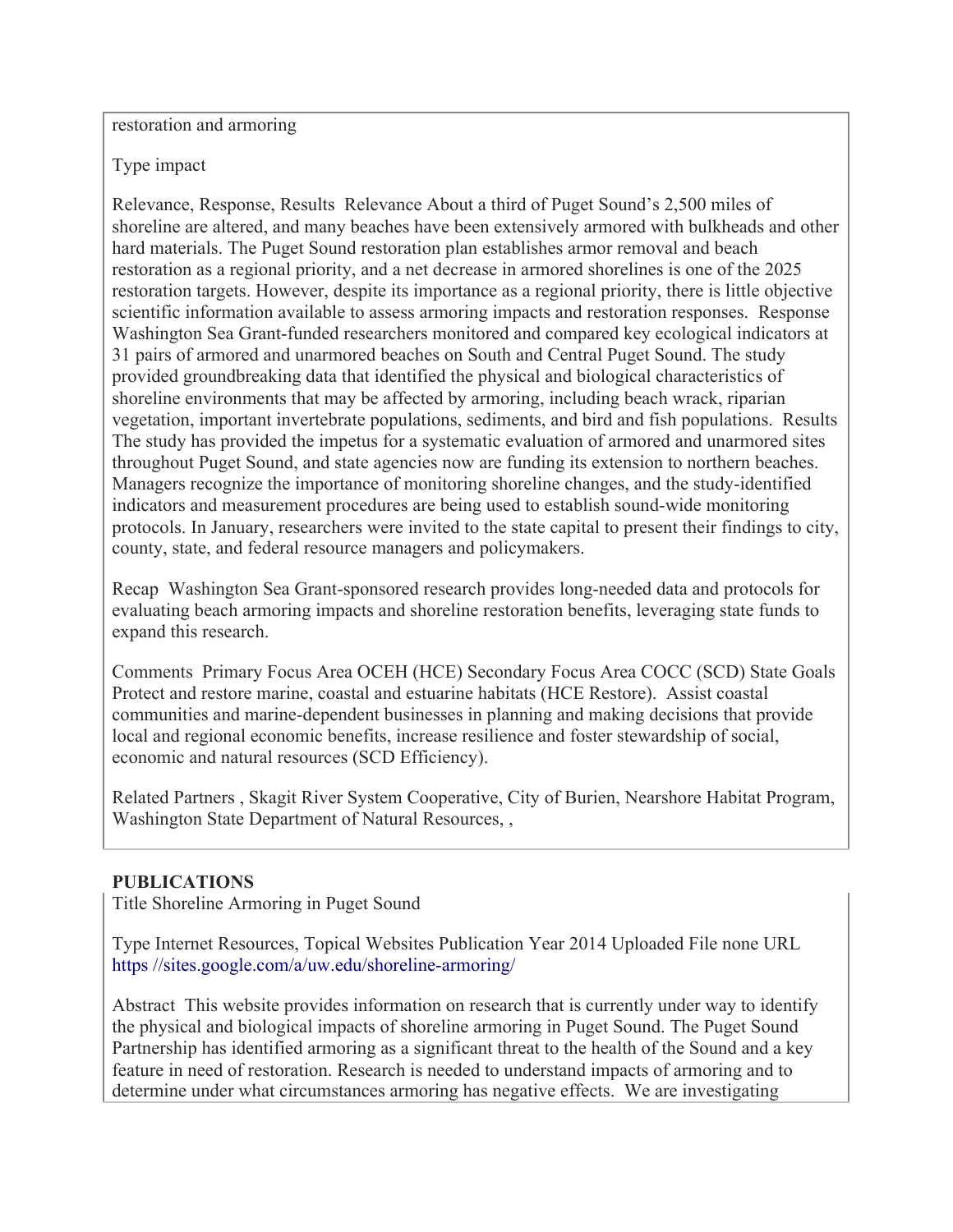restoration and armoring

Type impact

Relevance, Response, Results  Relevance About a third of Puget Sound's 2,500 miles of shoreline are altered, and many beaches have been extensively armored with bulkheads and other hard materials. The Puget Sound restoration plan establishes armor removal and beach restoration as a regional priority, and a net decrease in armored shorelines is one of the 2025 restoration targets. However, despite its importance as a regional priority, there is little objective scientific information available to assess armoring impacts and restoration responses.  Response Washington Sea Grant-funded researchers monitored and compared key ecological indicators at 31 pairs of armored and unarmored beaches on South and Central Puget Sound. The study provided groundbreaking data that identified the physical and biological characteristics of shoreline environments that may be affected by armoring, including beach wrack, riparian vegetation, important invertebrate populations, sediments, and bird and fish populations.  Results The study has provided the impetus for a systematic evaluation of armored and unarmored sites throughout Puget Sound, and state agencies now are funding its extension to northern beaches. Managers recognize the importance of monitoring shoreline changes, and the study-identified indicators and measurement procedures are being used to establish sound-wide monitoring protocols. In January, researchers were invited to the state capital to present their findings to city, county, state, and federal resource managers and policymakers.

Recap  Washington Sea Grant-sponsored research provides long-needed data and protocols for evaluating beach armoring impacts and shoreline restoration benefits, leveraging state funds to expand this research.

Comments  Primary Focus Area OCEH (HCE) Secondary Focus Area COCC (SCD) State Goals Protect and restore marine, coastal and estuarine habitats (HCE Restore).  Assist coastal communities and marine-dependent businesses in planning and making decisions that provide local and regional economic benefits, increase resilience and foster stewardship of social, economic and natural resources (SCD Efficiency).

Related Partners , Skagit River System Cooperative, City of Burien, Nearshore Habitat Program, Washington State Department of Natural Resources, ,

**PUBLICATIONS**

Title Shoreline Armoring in Puget Sound

Type Internet Resources, Topical Websites Publication Year 2014 Uploaded File none URL https //sites.google.com/a/uw.edu/shoreline-armoring/

Abstract  This website provides information on research that is currently under way to identify the physical and biological impacts of shoreline armoring in Puget Sound. The Puget Sound Partnership has identified armoring as a significant threat to the health of the Sound and a key feature in need of restoration. Research is needed to understand impacts of armoring and to determine under what circumstances armoring has negative effects.  We are investigating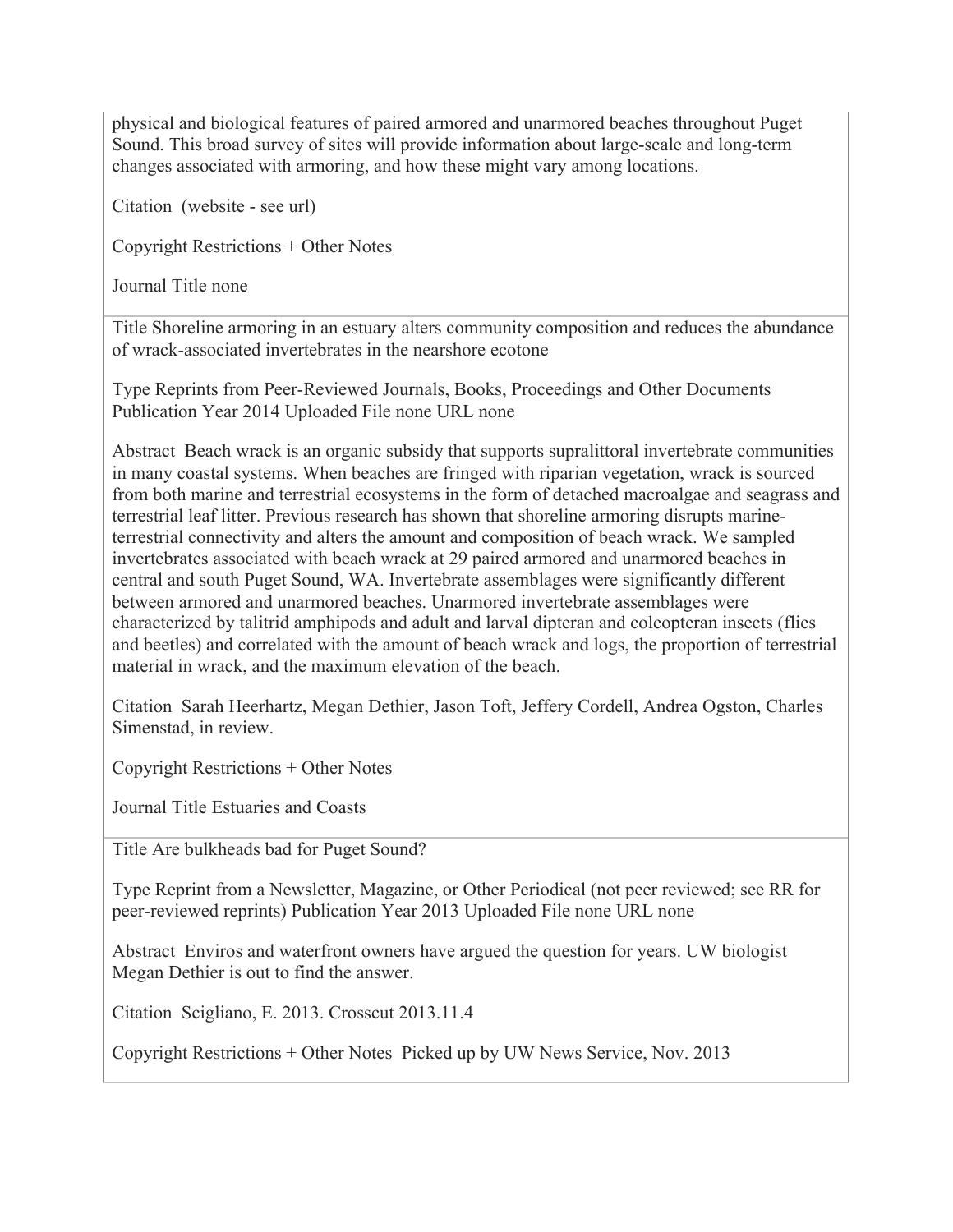physical and biological features of paired armored and unarmored beaches throughout Puget Sound. This broad survey of sites will provide information about large-scale and long-term changes associated with armoring, and how these might vary among locations.

Citation (website - see url)

Copyright Restrictions + Other Notes

Journal Title none

---

Title Shoreline armoring in an estuary alters community composition and reduces the abundance of wrack-associated invertebrates in the nearshore ecotone

Type Reprints from Peer-Reviewed Journals, Books, Proceedings and Other Documents Publication Year 2014 Uploaded File none URL none

Abstract Beach wrack is an organic subsidy that supports supralittoral invertebrate communities in many coastal systems. When beaches are fringed with riparian vegetation, wrack is sourced from both marine and terrestrial ecosystems in the form of detached macroalgae and seagrass and terrestrial leaf litter. Previous research has shown that shoreline armoring disrupts marine-terrestrial connectivity and alters the amount and composition of beach wrack. We sampled invertebrates associated with beach wrack at 29 paired armored and unarmored beaches in central and south Puget Sound, WA. Invertebrate assemblages were significantly different between armored and unarmored beaches. Unarmored invertebrate assemblages were characterized by talitrid amphipods and adult and larval dipteran and coleopteran insects (flies and beetles) and correlated with the amount of beach wrack and logs, the proportion of terrestrial material in wrack, and the maximum elevation of the beach.

Citation Sarah Heerhartz, Megan Dethier, Jason Toft, Jeffery Cordell, Andrea Ogston, Charles Simenstad, in review.

Copyright Restrictions + Other Notes

Journal Title Estuaries and Coasts

---

Title Are bulkheads bad for Puget Sound?

Type Reprint from a Newsletter, Magazine, or Other Periodical (not peer reviewed; see RR for peer-reviewed reprints) Publication Year 2013 Uploaded File none URL none

Abstract Enviros and waterfront owners have argued the question for years. UW biologist Megan Dethier is out to find the answer.

Citation Scigliano, E. 2013. Crosscut 2013.11.4

Copyright Restrictions + Other Notes Picked up by UW News Service, Nov. 2013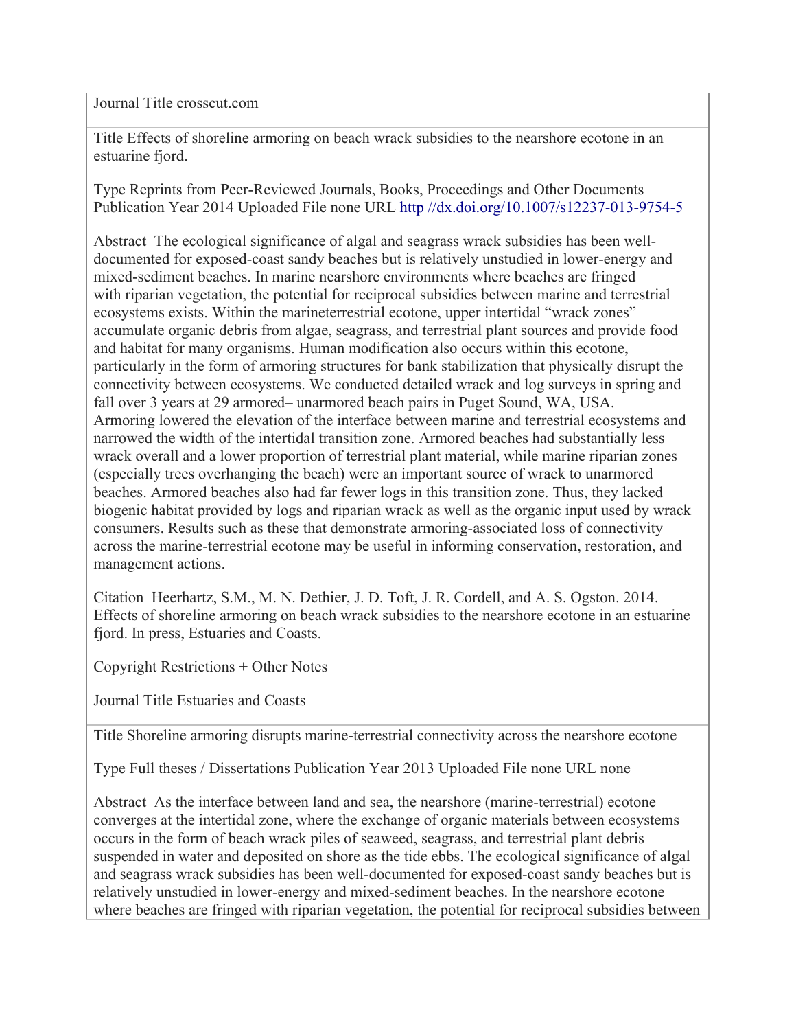Journal Title crosscut.com

Title Effects of shoreline armoring on beach wrack subsidies to the nearshore ecotone in an estuarine fjord.

Type Reprints from Peer-Reviewed Journals, Books, Proceedings and Other Documents Publication Year 2014 Uploaded File none URL http //dx.doi.org/10.1007/s12237-013-9754-5

Abstract The ecological significance of algal and seagrass wrack subsidies has been well-documented for exposed-coast sandy beaches but is relatively unstudied in lower-energy and mixed-sediment beaches. In marine nearshore environments where beaches are fringed with riparian vegetation, the potential for reciprocal subsidies between marine and terrestrial ecosystems exists. Within the marineterrestrial ecotone, upper intertidal "wrack zones" accumulate organic debris from algae, seagrass, and terrestrial plant sources and provide food and habitat for many organisms. Human modification also occurs within this ecotone, particularly in the form of armoring structures for bank stabilization that physically disrupt the connectivity between ecosystems. We conducted detailed wrack and log surveys in spring and fall over 3 years at 29 armored– unarmored beach pairs in Puget Sound, WA, USA. Armoring lowered the elevation of the interface between marine and terrestrial ecosystems and narrowed the width of the intertidal transition zone. Armored beaches had substantially less wrack overall and a lower proportion of terrestrial plant material, while marine riparian zones (especially trees overhanging the beach) were an important source of wrack to unarmored beaches. Armored beaches also had far fewer logs in this transition zone. Thus, they lacked biogenic habitat provided by logs and riparian wrack as well as the organic input used by wrack consumers. Results such as these that demonstrate armoring-associated loss of connectivity across the marine-terrestrial ecotone may be useful in informing conservation, restoration, and management actions.

Citation Heerhartz, S.M., M. N. Dethier, J. D. Toft, J. R. Cordell, and A. S. Ogston. 2014. Effects of shoreline armoring on beach wrack subsidies to the nearshore ecotone in an estuarine fjord. In press, Estuaries and Coasts.

Copyright Restrictions + Other Notes

Journal Title Estuaries and Coasts

Title Shoreline armoring disrupts marine-terrestrial connectivity across the nearshore ecotone

Type Full theses / Dissertations Publication Year 2013 Uploaded File none URL none

Abstract As the interface between land and sea, the nearshore (marine-terrestrial) ecotone converges at the intertidal zone, where the exchange of organic materials between ecosystems occurs in the form of beach wrack piles of seaweed, seagrass, and terrestrial plant debris suspended in water and deposited on shore as the tide ebbs. The ecological significance of algal and seagrass wrack subsidies has been well-documented for exposed-coast sandy beaches but is relatively unstudied in lower-energy and mixed-sediment beaches. In the nearshore ecotone where beaches are fringed with riparian vegetation, the potential for reciprocal subsidies between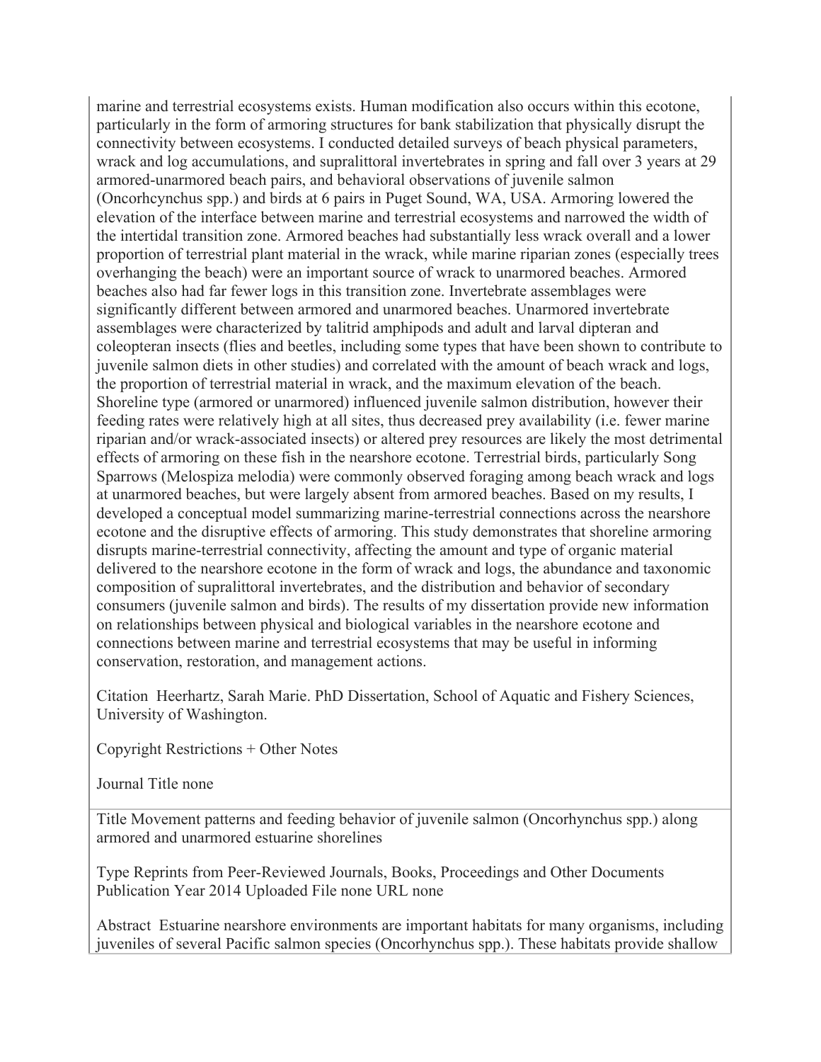marine and terrestrial ecosystems exists. Human modification also occurs within this ecotone, particularly in the form of armoring structures for bank stabilization that physically disrupt the connectivity between ecosystems. I conducted detailed surveys of beach physical parameters, wrack and log accumulations, and supralittoral invertebrates in spring and fall over 3 years at 29 armored-unarmored beach pairs, and behavioral observations of juvenile salmon (Oncorhcynchus spp.) and birds at 6 pairs in Puget Sound, WA, USA. Armoring lowered the elevation of the interface between marine and terrestrial ecosystems and narrowed the width of the intertidal transition zone. Armored beaches had substantially less wrack overall and a lower proportion of terrestrial plant material in the wrack, while marine riparian zones (especially trees overhanging the beach) were an important source of wrack to unarmored beaches. Armored beaches also had far fewer logs in this transition zone. Invertebrate assemblages were significantly different between armored and unarmored beaches. Unarmored invertebrate assemblages were characterized by talitrid amphipods and adult and larval dipteran and coleopteran insects (flies and beetles, including some types that have been shown to contribute to juvenile salmon diets in other studies) and correlated with the amount of beach wrack and logs, the proportion of terrestrial material in wrack, and the maximum elevation of the beach. Shoreline type (armored or unarmored) influenced juvenile salmon distribution, however their feeding rates were relatively high at all sites, thus decreased prey availability (i.e. fewer marine riparian and/or wrack-associated insects) or altered prey resources are likely the most detrimental effects of armoring on these fish in the nearshore ecotone. Terrestrial birds, particularly Song Sparrows (Melospiza melodia) were commonly observed foraging among beach wrack and logs at unarmored beaches, but were largely absent from armored beaches. Based on my results, I developed a conceptual model summarizing marine-terrestrial connections across the nearshore ecotone and the disruptive effects of armoring. This study demonstrates that shoreline armoring disrupts marine-terrestrial connectivity, affecting the amount and type of organic material delivered to the nearshore ecotone in the form of wrack and logs, the abundance and taxonomic composition of supralittoral invertebrates, and the distribution and behavior of secondary consumers (juvenile salmon and birds). The results of my dissertation provide new information on relationships between physical and biological variables in the nearshore ecotone and connections between marine and terrestrial ecosystems that may be useful in informing conservation, restoration, and management actions.

Citation Heerhartz, Sarah Marie. PhD Dissertation, School of Aquatic and Fishery Sciences, University of Washington.

Copyright Restrictions + Other Notes

Journal Title none

Title Movement patterns and feeding behavior of juvenile salmon (Oncorhynchus spp.) along armored and unarmored estuarine shorelines

Type Reprints from Peer-Reviewed Journals, Books, Proceedings and Other Documents Publication Year 2014 Uploaded File none URL none

Abstract Estuarine nearshore environments are important habitats for many organisms, including juveniles of several Pacific salmon species (Oncorhynchus spp.). These habitats provide shallow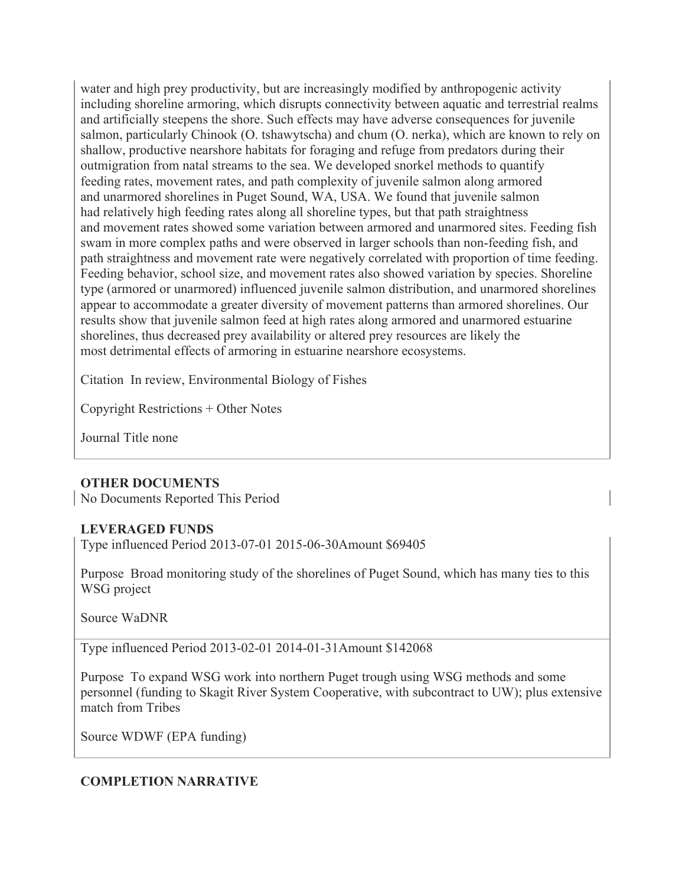water and high prey productivity, but are increasingly modified by anthropogenic activity including shoreline armoring, which disrupts connectivity between aquatic and terrestrial realms and artificially steepens the shore. Such effects may have adverse consequences for juvenile salmon, particularly Chinook (O. tshawytscha) and chum (O. nerka), which are known to rely on shallow, productive nearshore habitats for foraging and refuge from predators during their outmigration from natal streams to the sea. We developed snorkel methods to quantify feeding rates, movement rates, and path complexity of juvenile salmon along armored and unarmored shorelines in Puget Sound, WA, USA. We found that juvenile salmon had relatively high feeding rates along all shoreline types, but that path straightness and movement rates showed some variation between armored and unarmored sites. Feeding fish swam in more complex paths and were observed in larger schools than non-feeding fish, and path straightness and movement rate were negatively correlated with proportion of time feeding. Feeding behavior, school size, and movement rates also showed variation by species. Shoreline type (armored or unarmored) influenced juvenile salmon distribution, and unarmored shorelines appear to accommodate a greater diversity of movement patterns than armored shorelines. Our results show that juvenile salmon feed at high rates along armored and unarmored estuarine shorelines, thus decreased prey availability or altered prey resources are likely the most detrimental effects of armoring in estuarine nearshore ecosystems.

Citation In review, Environmental Biology of Fishes

Copyright Restrictions + Other Notes

Journal Title none

**OTHER DOCUMENTS**

No Documents Reported This Period

**LEVERAGED FUNDS**

Type influenced Period 2013-07-01 2015-06-30Amount $69405

Purpose Broad monitoring study of the shorelines of Puget Sound, which has many ties to this WSG project

Source WaDNR

Type influenced Period 2013-02-01 2014-01-31Amount $142068

Purpose To expand WSG work into northern Puget trough using WSG methods and some personnel (funding to Skagit River System Cooperative, with subcontract to UW); plus extensive match from Tribes

Source WDWF (EPA funding)

**COMPLETION NARRATIVE**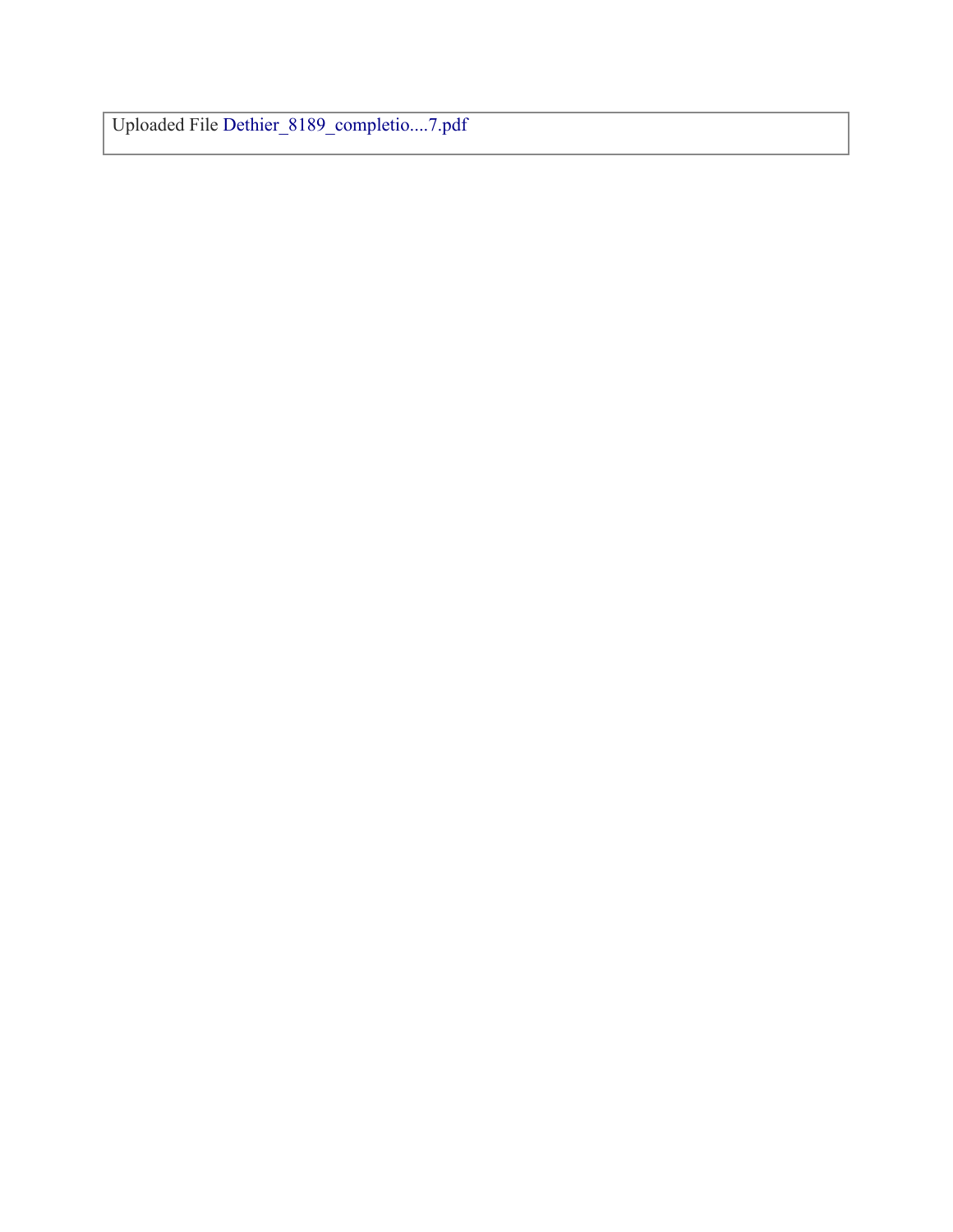Uploaded File Dethier_8189_completio....7.pdf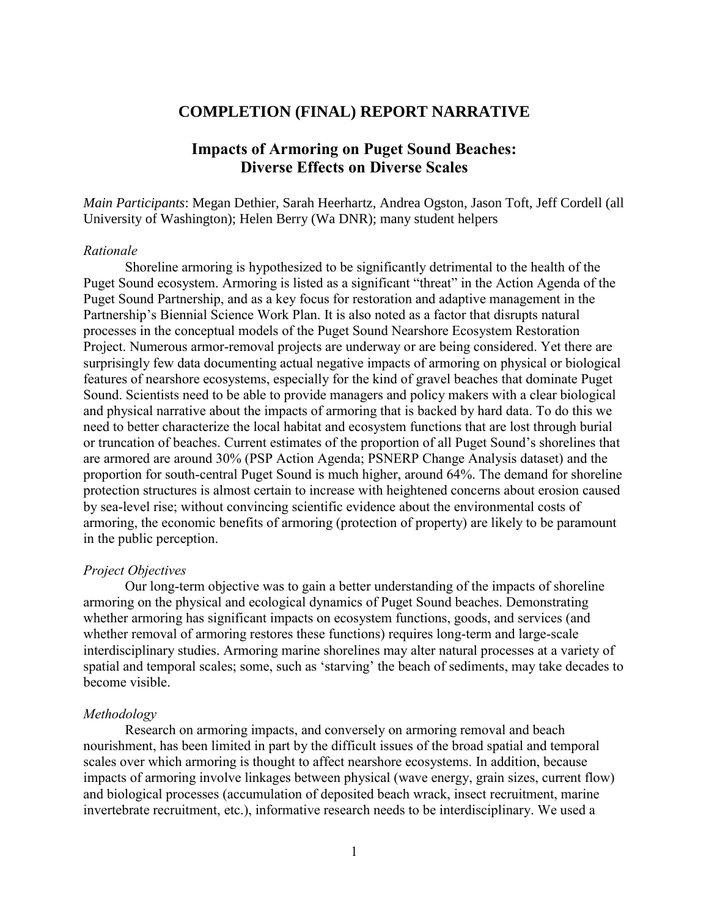## COMPLETION (FINAL) REPORT NARRATIVE

### Impacts of Armoring on Puget Sound Beaches: Diverse Effects on Diverse Scales

*Main Participants*: Megan Dethier, Sarah Heerhartz, Andrea Ogston, Jason Toft, Jeff Cordell (all University of Washington); Helen Berry (Wa DNR); many student helpers

*Rationale*

Shoreline armoring is hypothesized to be significantly detrimental to the health of the Puget Sound ecosystem. Armoring is listed as a significant "threat" in the Action Agenda of the Puget Sound Partnership, and as a key focus for restoration and adaptive management in the Partnership's Biennial Science Work Plan. It is also noted as a factor that disrupts natural processes in the conceptual models of the Puget Sound Nearshore Ecosystem Restoration Project. Numerous armor-removal projects are underway or are being considered. Yet there are surprisingly few data documenting actual negative impacts of armoring on physical or biological features of nearshore ecosystems, especially for the kind of gravel beaches that dominate Puget Sound. Scientists need to be able to provide managers and policy makers with a clear biological and physical narrative about the impacts of armoring that is backed by hard data. To do this we need to better characterize the local habitat and ecosystem functions that are lost through burial or truncation of beaches. Current estimates of the proportion of all Puget Sound's shorelines that are armored are around 30% (PSP Action Agenda; PSNERP Change Analysis dataset) and the proportion for south-central Puget Sound is much higher, around 64%. The demand for shoreline protection structures is almost certain to increase with heightened concerns about erosion caused by sea-level rise; without convincing scientific evidence about the environmental costs of armoring, the economic benefits of armoring (protection of property) are likely to be paramount in the public perception.

*Project Objectives*

Our long-term objective was to gain a better understanding of the impacts of shoreline armoring on the physical and ecological dynamics of Puget Sound beaches. Demonstrating whether armoring has significant impacts on ecosystem functions, goods, and services (and whether removal of armoring restores these functions) requires long-term and large-scale interdisciplinary studies. Armoring marine shorelines may alter natural processes at a variety of spatial and temporal scales; some, such as 'starving' the beach of sediments, may take decades to become visible.

*Methodology*

Research on armoring impacts, and conversely on armoring removal and beach nourishment, has been limited in part by the difficult issues of the broad spatial and temporal scales over which armoring is thought to affect nearshore ecosystems. In addition, because impacts of armoring involve linkages between physical (wave energy, grain sizes, current flow) and biological processes (accumulation of deposited beach wrack, insect recruitment, marine invertebrate recruitment, etc.), informative research needs to be interdisciplinary. We used a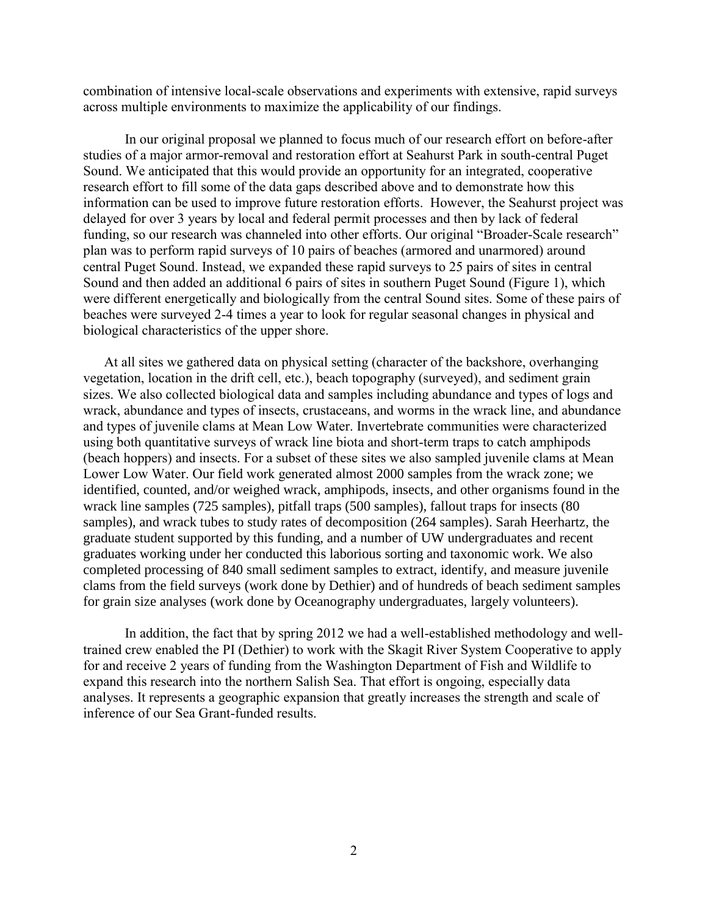combination of intensive local-scale observations and experiments with extensive, rapid surveys across multiple environments to maximize the applicability of our findings.

In our original proposal we planned to focus much of our research effort on before-after studies of a major armor-removal and restoration effort at Seahurst Park in south-central Puget Sound. We anticipated that this would provide an opportunity for an integrated, cooperative research effort to fill some of the data gaps described above and to demonstrate how this information can be used to improve future restoration efforts. However, the Seahurst project was delayed for over 3 years by local and federal permit processes and then by lack of federal funding, so our research was channeled into other efforts. Our original "Broader-Scale research" plan was to perform rapid surveys of 10 pairs of beaches (armored and unarmored) around central Puget Sound. Instead, we expanded these rapid surveys to 25 pairs of sites in central Sound and then added an additional 6 pairs of sites in southern Puget Sound (Figure 1), which were different energetically and biologically from the central Sound sites. Some of these pairs of beaches were surveyed 2-4 times a year to look for regular seasonal changes in physical and biological characteristics of the upper shore.

At all sites we gathered data on physical setting (character of the backshore, overhanging vegetation, location in the drift cell, etc.), beach topography (surveyed), and sediment grain sizes. We also collected biological data and samples including abundance and types of logs and wrack, abundance and types of insects, crustaceans, and worms in the wrack line, and abundance and types of juvenile clams at Mean Low Water. Invertebrate communities were characterized using both quantitative surveys of wrack line biota and short-term traps to catch amphipods (beach hoppers) and insects. For a subset of these sites we also sampled juvenile clams at Mean Lower Low Water. Our field work generated almost 2000 samples from the wrack zone; we identified, counted, and/or weighed wrack, amphipods, insects, and other organisms found in the wrack line samples (725 samples), pitfall traps (500 samples), fallout traps for insects (80 samples), and wrack tubes to study rates of decomposition (264 samples). Sarah Heerhartz, the graduate student supported by this funding, and a number of UW undergraduates and recent graduates working under her conducted this laborious sorting and taxonomic work. We also completed processing of 840 small sediment samples to extract, identify, and measure juvenile clams from the field surveys (work done by Dethier) and of hundreds of beach sediment samples for grain size analyses (work done by Oceanography undergraduates, largely volunteers).

In addition, the fact that by spring 2012 we had a well-established methodology and well-trained crew enabled the PI (Dethier) to work with the Skagit River System Cooperative to apply for and receive 2 years of funding from the Washington Department of Fish and Wildlife to expand this research into the northern Salish Sea. That effort is ongoing, especially data analyses. It represents a geographic expansion that greatly increases the strength and scale of inference of our Sea Grant-funded results.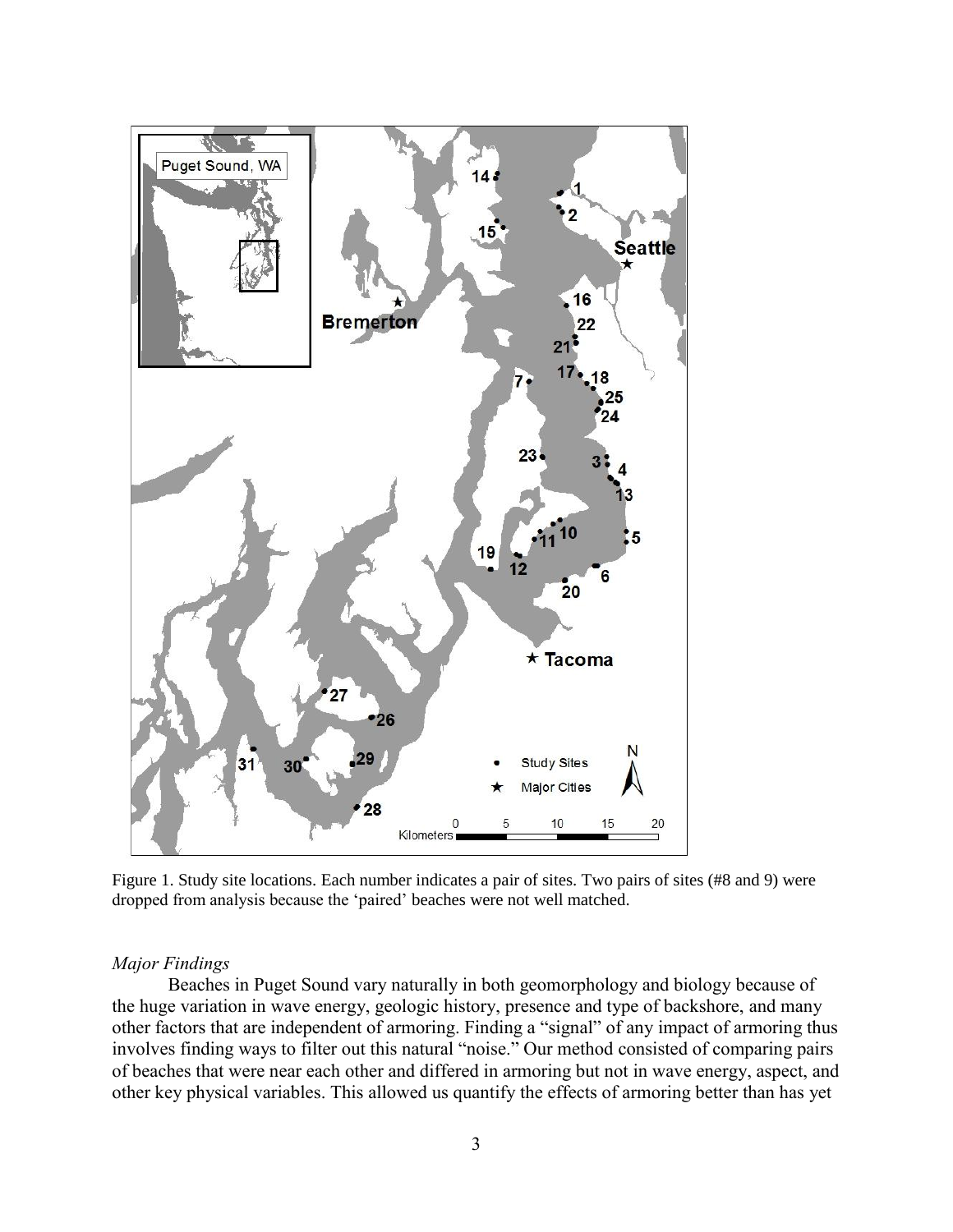Figure 1. Study site locations. Each number indicates a pair of sites. Two pairs of sites (#8 and 9) were dropped from analysis because the 'paired' beaches were not well matched.

*Major Findings*

Beaches in Puget Sound vary naturally in both geomorphology and biology because of the huge variation in wave energy, geologic history, presence and type of backshore, and many other factors that are independent of armoring. Finding a "signal" of any impact of armoring thus involves finding ways to filter out this natural "noise." Our method consisted of comparing pairs of beaches that were near each other and differed in armoring but not in wave energy, aspect, and other key physical variables. This allowed us quantify the effects of armoring better than has yet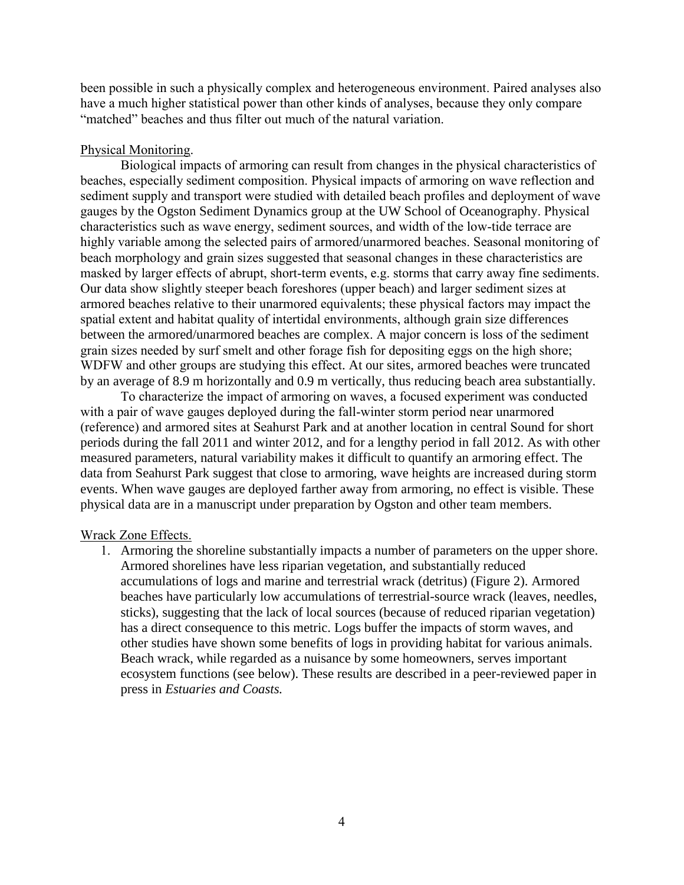been possible in such a physically complex and heterogeneous environment. Paired analyses also have a much higher statistical power than other kinds of analyses, because they only compare "matched" beaches and thus filter out much of the natural variation.

Physical Monitoring.

Biological impacts of armoring can result from changes in the physical characteristics of beaches, especially sediment composition. Physical impacts of armoring on wave reflection and sediment supply and transport were studied with detailed beach profiles and deployment of wave gauges by the Ogston Sediment Dynamics group at the UW School of Oceanography. Physical characteristics such as wave energy, sediment sources, and width of the low-tide terrace are highly variable among the selected pairs of armored/unarmored beaches. Seasonal monitoring of beach morphology and grain sizes suggested that seasonal changes in these characteristics are masked by larger effects of abrupt, short-term events, e.g. storms that carry away fine sediments. Our data show slightly steeper beach foreshores (upper beach) and larger sediment sizes at armored beaches relative to their unarmored equivalents; these physical factors may impact the spatial extent and habitat quality of intertidal environments, although grain size differences between the armored/unarmored beaches are complex. A major concern is loss of the sediment grain sizes needed by surf smelt and other forage fish for depositing eggs on the high shore; WDFW and other groups are studying this effect. At our sites, armored beaches were truncated by an average of 8.9 m horizontally and 0.9 m vertically, thus reducing beach area substantially.

To characterize the impact of armoring on waves, a focused experiment was conducted with a pair of wave gauges deployed during the fall-winter storm period near unarmored (reference) and armored sites at Seahurst Park and at another location in central Sound for short periods during the fall 2011 and winter 2012, and for a lengthy period in fall 2012. As with other measured parameters, natural variability makes it difficult to quantify an armoring effect. The data from Seahurst Park suggest that close to armoring, wave heights are increased during storm events. When wave gauges are deployed farther away from armoring, no effect is visible. These physical data are in a manuscript under preparation by Ogston and other team members.

Wrack Zone Effects.

1. Armoring the shoreline substantially impacts a number of parameters on the upper shore. Armored shorelines have less riparian vegetation, and substantially reduced accumulations of logs and marine and terrestrial wrack (detritus) (Figure 2). Armored beaches have particularly low accumulations of terrestrial-source wrack (leaves, needles, sticks), suggesting that the lack of local sources (because of reduced riparian vegetation) has a direct consequence to this metric. Logs buffer the impacts of storm waves, and other studies have shown some benefits of logs in providing habitat for various animals. Beach wrack, while regarded as a nuisance by some homeowners, serves important ecosystem functions (see below). These results are described in a peer-reviewed paper in press in *Estuaries and Coasts.*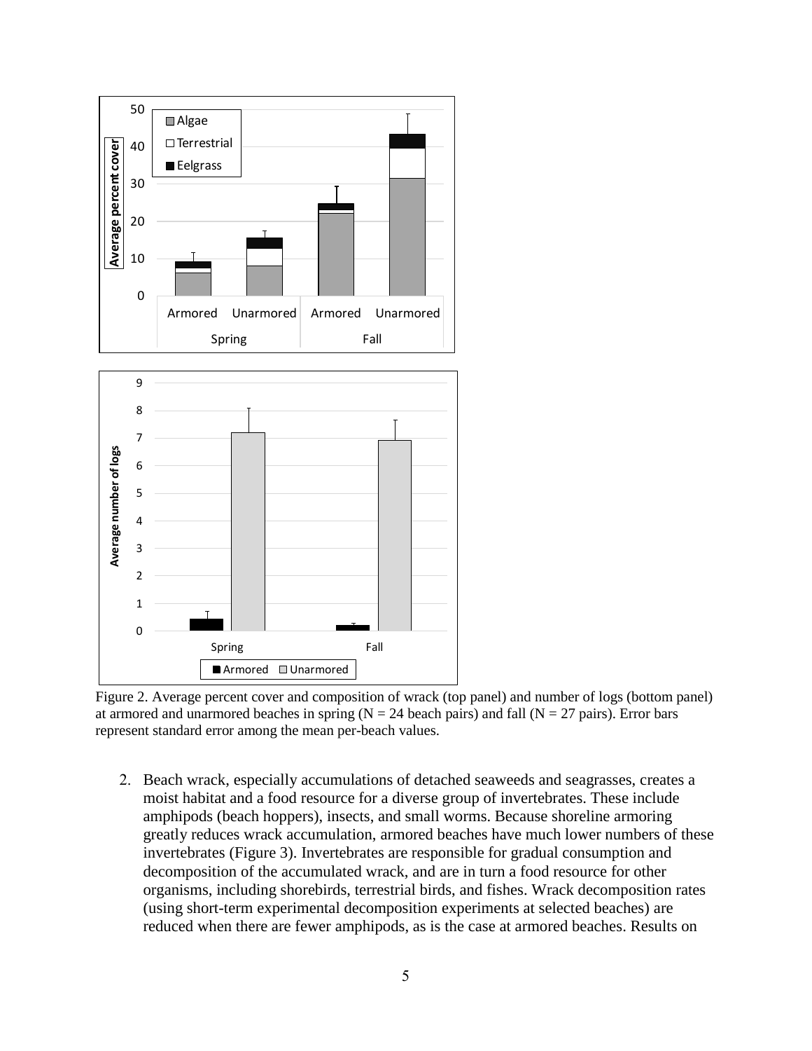Figure 2. Average percent cover and composition of wrack (top panel) and number of logs (bottom panel) at armored and unarmored beaches in spring (N = 24 beach pairs) and fall (N = 27 pairs). Error bars represent standard error among the mean per-beach values.

2. Beach wrack, especially accumulations of detached seaweeds and seagrasses, creates a moist habitat and a food resource for a diverse group of invertebrates. These include amphipods (beach hoppers), insects, and small worms. Because shoreline armoring greatly reduces wrack accumulation, armored beaches have much lower numbers of these invertebrates (Figure 3). Invertebrates are responsible for gradual consumption and decomposition of the accumulated wrack, and are in turn a food resource for other organisms, including shorebirds, terrestrial birds, and fishes. Wrack decomposition rates (using short-term experimental decomposition experiments at selected beaches) are reduced when there are fewer amphipods, as is the case at armored beaches. Results on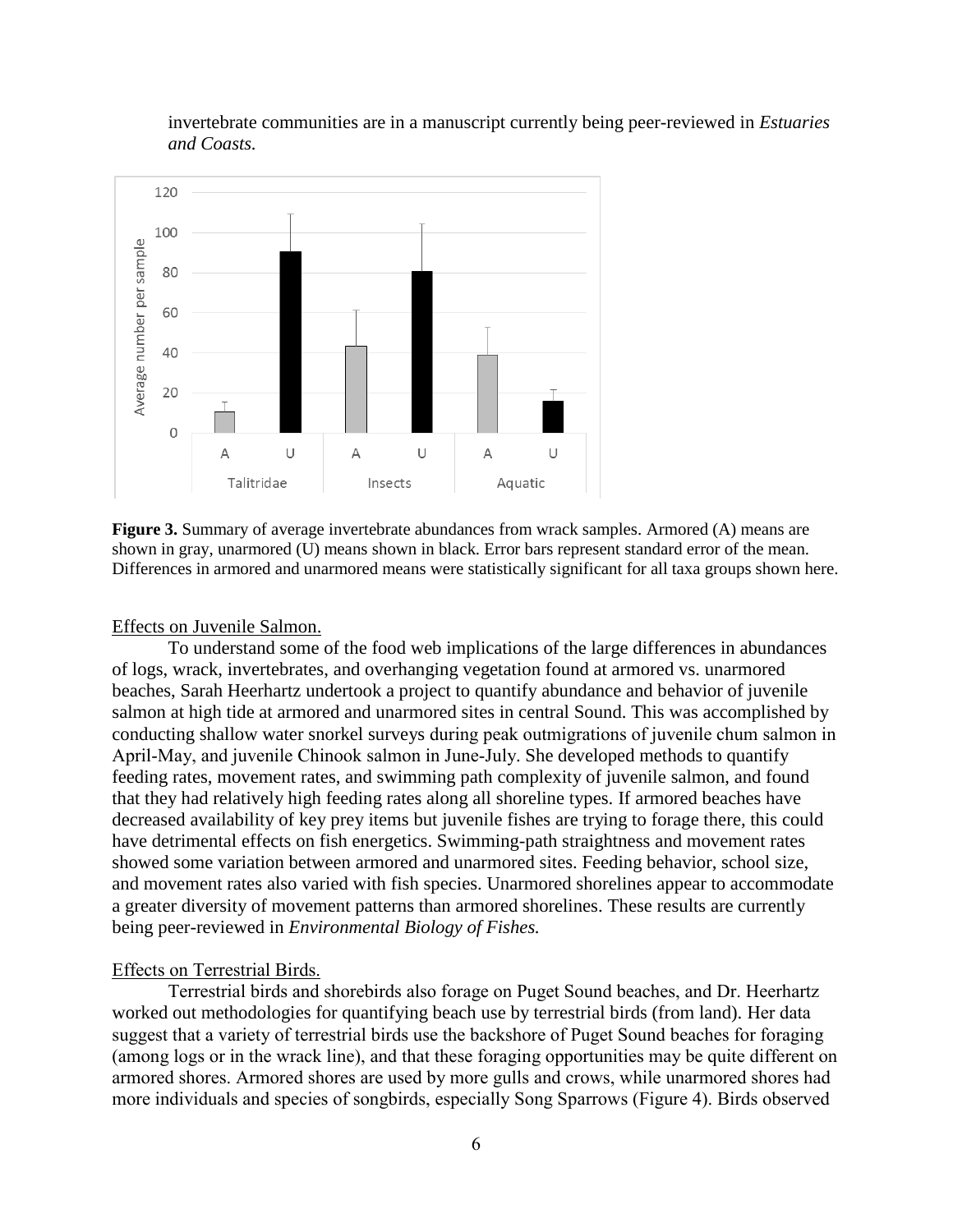invertebrate communities are in a manuscript currently being peer-reviewed in *Estuaries and Coasts.*

**Figure 3.** Summary of average invertebrate abundances from wrack samples. Armored (A) means are shown in gray, unarmored (U) means shown in black. Error bars represent standard error of the mean. Differences in armored and unarmored means were statistically significant for all taxa groups shown here.

Effects on Juvenile Salmon.

To understand some of the food web implications of the large differences in abundances of logs, wrack, invertebrates, and overhanging vegetation found at armored vs. unarmored beaches, Sarah Heerhartz undertook a project to quantify abundance and behavior of juvenile salmon at high tide at armored and unarmored sites in central Sound. This was accomplished by conducting shallow water snorkel surveys during peak outmigrations of juvenile chum salmon in April-May, and juvenile Chinook salmon in June-July. She developed methods to quantify feeding rates, movement rates, and swimming path complexity of juvenile salmon, and found that they had relatively high feeding rates along all shoreline types. If armored beaches have decreased availability of key prey items but juvenile fishes are trying to forage there, this could have detrimental effects on fish energetics. Swimming-path straightness and movement rates showed some variation between armored and unarmored sites. Feeding behavior, school size, and movement rates also varied with fish species. Unarmored shorelines appear to accommodate a greater diversity of movement patterns than armored shorelines. These results are currently being peer-reviewed in *Environmental Biology of Fishes.*

Effects on Terrestrial Birds.

Terrestrial birds and shorebirds also forage on Puget Sound beaches, and Dr. Heerhartz worked out methodologies for quantifying beach use by terrestrial birds (from land). Her data suggest that a variety of terrestrial birds use the backshore of Puget Sound beaches for foraging (among logs or in the wrack line), and that these foraging opportunities may be quite different on armored shores. Armored shores are used by more gulls and crows, while unarmored shores had more individuals and species of songbirds, especially Song Sparrows (Figure 4). Birds observed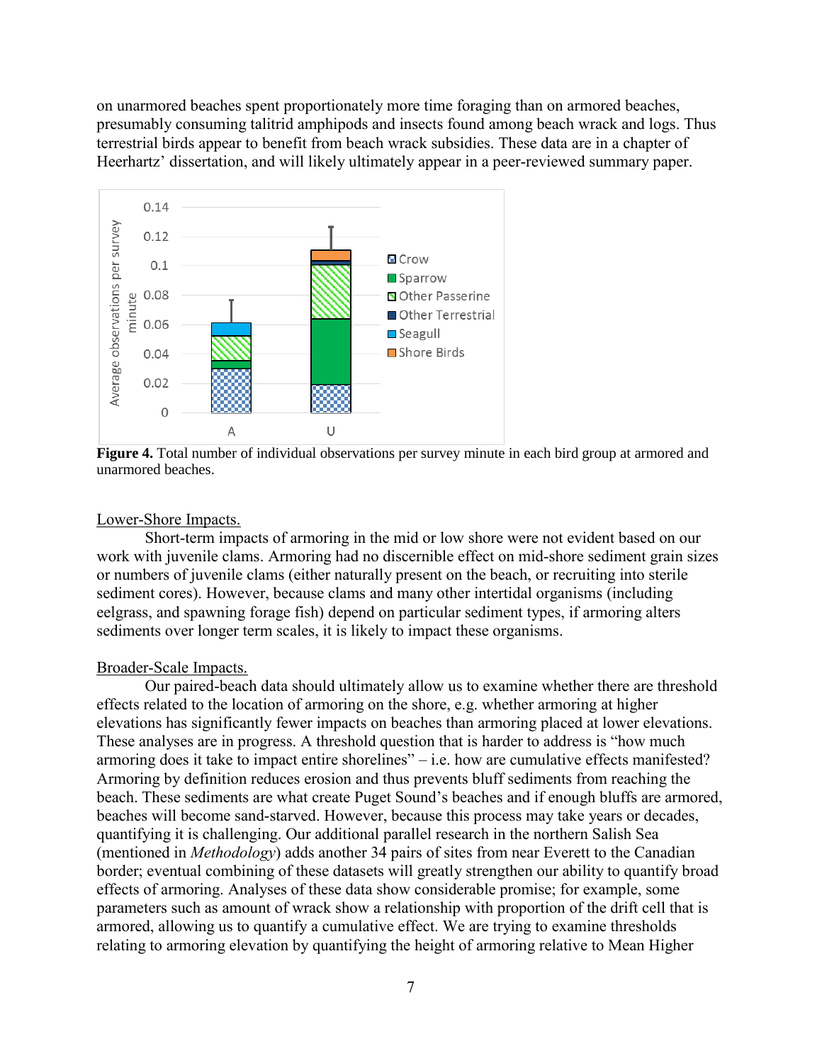on unarmored beaches spent proportionately more time foraging than on armored beaches, presumably consuming talitrid amphipods and insects found among beach wrack and logs. Thus terrestrial birds appear to benefit from beach wrack subsidies. These data are in a chapter of Heerhartz' dissertation, and will likely ultimately appear in a peer-reviewed summary paper.

**Figure 4.** Total number of individual observations per survey minute in each bird group at armored and unarmored beaches.

Lower-Shore Impacts.

Short-term impacts of armoring in the mid or low shore were not evident based on our work with juvenile clams. Armoring had no discernible effect on mid-shore sediment grain sizes or numbers of juvenile clams (either naturally present on the beach, or recruiting into sterile sediment cores). However, because clams and many other intertidal organisms (including eelgrass, and spawning forage fish) depend on particular sediment types, if armoring alters sediments over longer term scales, it is likely to impact these organisms.

Broader-Scale Impacts.

Our paired-beach data should ultimately allow us to examine whether there are threshold effects related to the location of armoring on the shore, e.g. whether armoring at higher elevations has significantly fewer impacts on beaches than armoring placed at lower elevations. These analyses are in progress. A threshold question that is harder to address is "how much armoring does it take to impact entire shorelines" – i.e. how are cumulative effects manifested? Armoring by definition reduces erosion and thus prevents bluff sediments from reaching the beach. These sediments are what create Puget Sound's beaches and if enough bluffs are armored, beaches will become sand-starved. However, because this process may take years or decades, quantifying it is challenging. Our additional parallel research in the northern Salish Sea (mentioned in *Methodology*) adds another 34 pairs of sites from near Everett to the Canadian border; eventual combining of these datasets will greatly strengthen our ability to quantify broad effects of armoring. Analyses of these data show considerable promise; for example, some parameters such as amount of wrack show a relationship with proportion of the drift cell that is armored, allowing us to quantify a cumulative effect. We are trying to examine thresholds relating to armoring elevation by quantifying the height of armoring relative to Mean Higher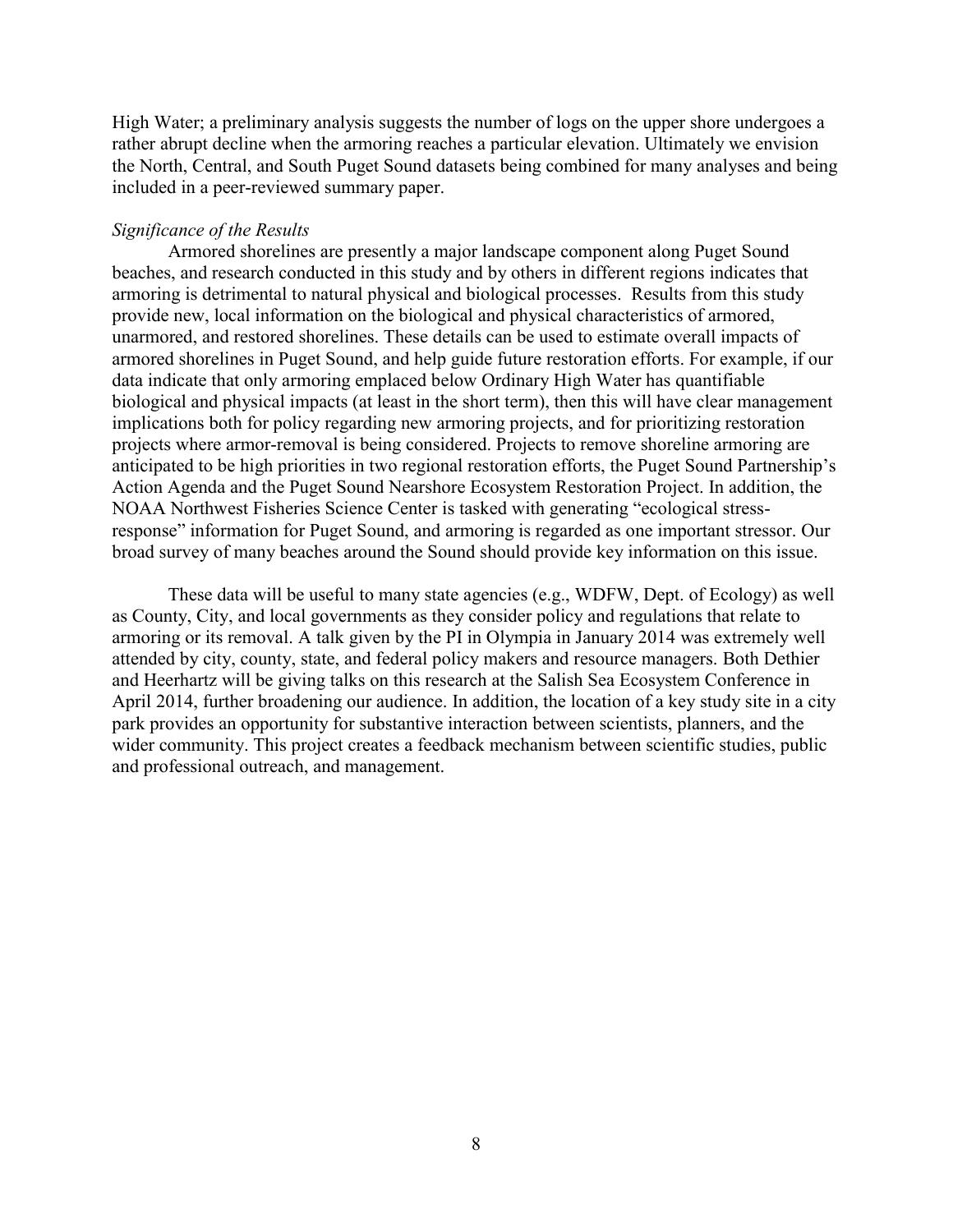High Water; a preliminary analysis suggests the number of logs on the upper shore undergoes a rather abrupt decline when the armoring reaches a particular elevation. Ultimately we envision the North, Central, and South Puget Sound datasets being combined for many analyses and being included in a peer-reviewed summary paper.

*Significance of the Results*

Armored shorelines are presently a major landscape component along Puget Sound beaches, and research conducted in this study and by others in different regions indicates that armoring is detrimental to natural physical and biological processes. Results from this study provide new, local information on the biological and physical characteristics of armored, unarmored, and restored shorelines. These details can be used to estimate overall impacts of armored shorelines in Puget Sound, and help guide future restoration efforts. For example, if our data indicate that only armoring emplaced below Ordinary High Water has quantifiable biological and physical impacts (at least in the short term), then this will have clear management implications both for policy regarding new armoring projects, and for prioritizing restoration projects where armor-removal is being considered. Projects to remove shoreline armoring are anticipated to be high priorities in two regional restoration efforts, the Puget Sound Partnership's Action Agenda and the Puget Sound Nearshore Ecosystem Restoration Project. In addition, the NOAA Northwest Fisheries Science Center is tasked with generating "ecological stress-response" information for Puget Sound, and armoring is regarded as one important stressor. Our broad survey of many beaches around the Sound should provide key information on this issue.

These data will be useful to many state agencies (e.g., WDFW, Dept. of Ecology) as well as County, City, and local governments as they consider policy and regulations that relate to armoring or its removal. A talk given by the PI in Olympia in January 2014 was extremely well attended by city, county, state, and federal policy makers and resource managers. Both Dethier and Heerhartz will be giving talks on this research at the Salish Sea Ecosystem Conference in April 2014, further broadening our audience. In addition, the location of a key study site in a city park provides an opportunity for substantive interaction between scientists, planners, and the wider community. This project creates a feedback mechanism between scientific studies, public and professional outreach, and management.